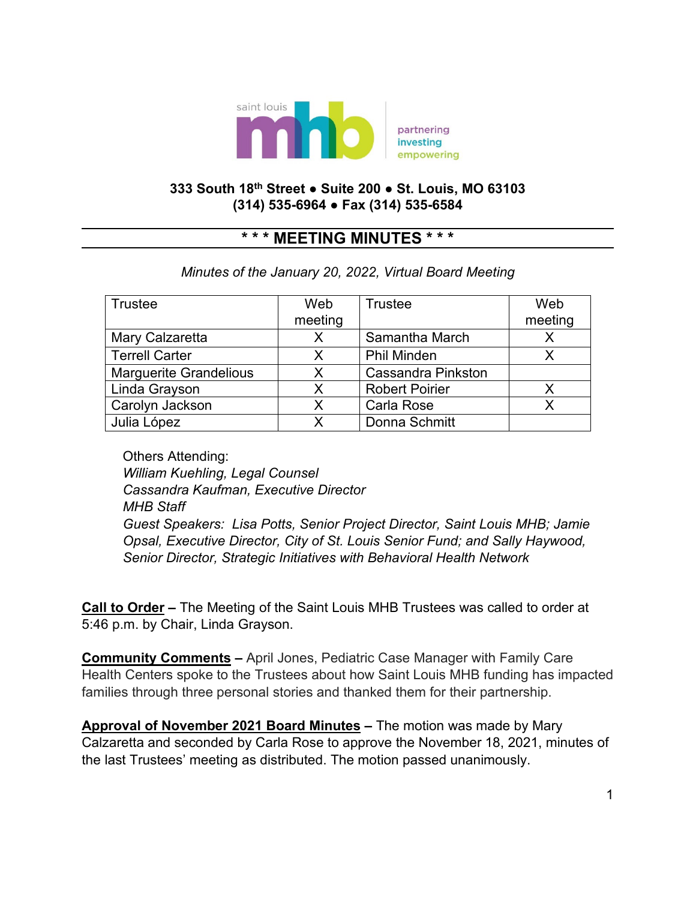saint louis mhb — partnering investing empowering

**333 South 18th Street • Suite 200 • St. Louis, MO 63103**
**(314) 535-6964 • Fax (314) 535-6584**

# * * * MEETING MINUTES * * *

*Minutes of the January 20, 2022, Virtual Board Meeting*

| Trustee | Web meeting | Trustee | Web meeting |
|---|---|---|---|
| Mary Calzaretta | X | Samantha March | X |
| Terrell Carter | X | Phil Minden | X |
| Marguerite Grandelious | X | Cassandra Pinkston | |
| Linda Grayson | X | Robert Poirier | X |
| Carolyn Jackson | X | Carla Rose | X |
| Julia López | X | Donna Schmitt | |

Others Attending:
*William Kuehling, Legal Counsel*
*Cassandra Kaufman, Executive Director*
*MHB Staff*
*Guest Speakers: Lisa Potts, Senior Project Director, Saint Louis MHB; Jamie Opsal, Executive Director, City of St. Louis Senior Fund; and Sally Haywood, Senior Director, Strategic Initiatives with Behavioral Health Network*

**Call to Order** – The Meeting of the Saint Louis MHB Trustees was called to order at 5:46 p.m. by Chair, Linda Grayson.

**Community Comments** – April Jones, Pediatric Case Manager with Family Care Health Centers spoke to the Trustees about how Saint Louis MHB funding has impacted families through three personal stories and thanked them for their partnership.

**Approval of November 2021 Board Minutes** – The motion was made by Mary Calzaretta and seconded by Carla Rose to approve the November 18, 2021, minutes of the last Trustees' meeting as distributed. The motion passed unanimously.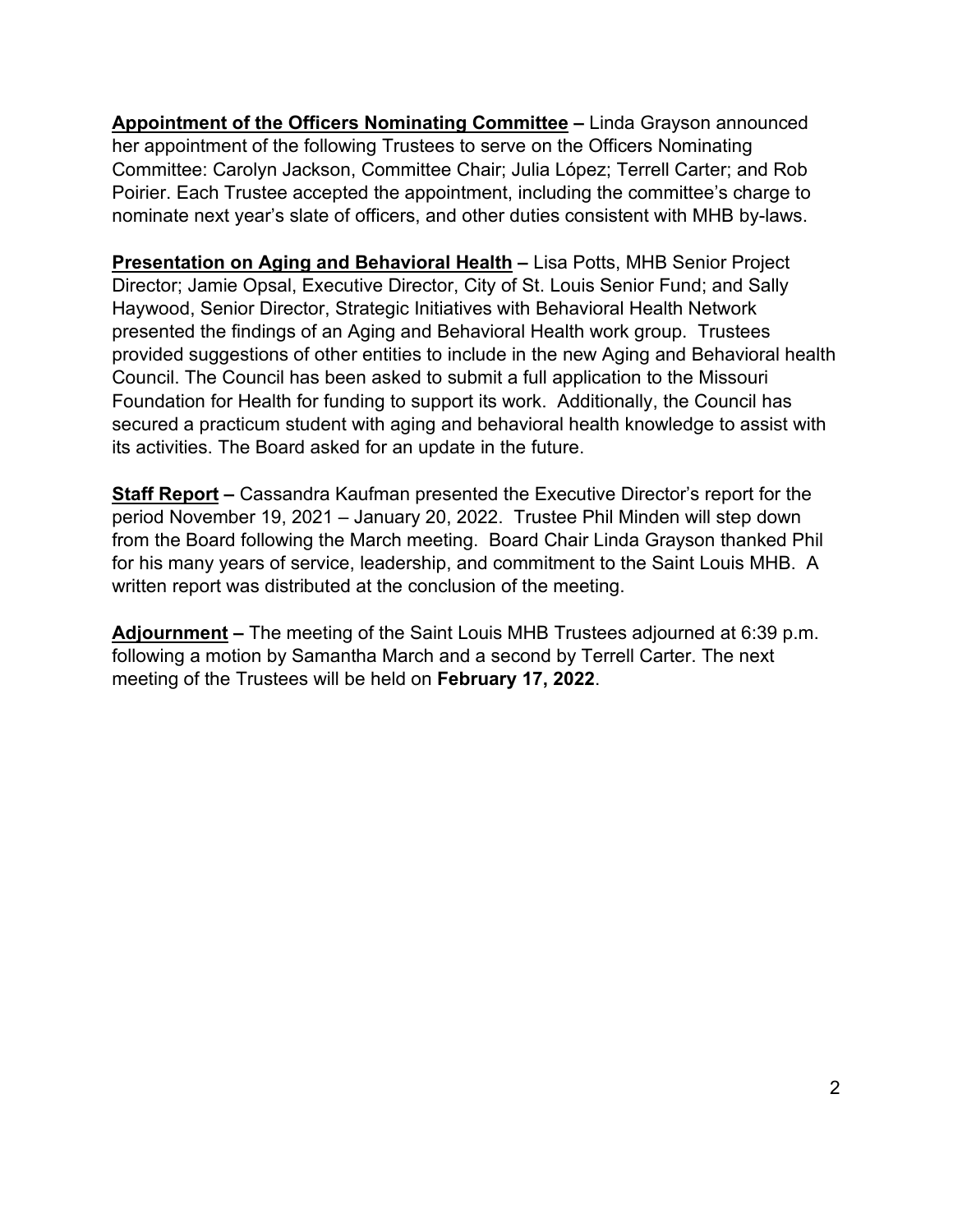**<u>Appointment of the Officers Nominating Committee</u> –** Linda Grayson announced her appointment of the following Trustees to serve on the Officers Nominating Committee: Carolyn Jackson, Committee Chair; Julia López; Terrell Carter; and Rob Poirier. Each Trustee accepted the appointment, including the committee's charge to nominate next year's slate of officers, and other duties consistent with MHB by-laws.

**<u>Presentation on Aging and Behavioral Health</u> –** Lisa Potts, MHB Senior Project Director; Jamie Opsal, Executive Director, City of St. Louis Senior Fund; and Sally Haywood, Senior Director, Strategic Initiatives with Behavioral Health Network presented the findings of an Aging and Behavioral Health work group. Trustees provided suggestions of other entities to include in the new Aging and Behavioral health Council. The Council has been asked to submit a full application to the Missouri Foundation for Health for funding to support its work. Additionally, the Council has secured a practicum student with aging and behavioral health knowledge to assist with its activities. The Board asked for an update in the future.

**<u>Staff Report</u> –** Cassandra Kaufman presented the Executive Director's report for the period November 19, 2021 – January 20, 2022. Trustee Phil Minden will step down from the Board following the March meeting. Board Chair Linda Grayson thanked Phil for his many years of service, leadership, and commitment to the Saint Louis MHB. A written report was distributed at the conclusion of the meeting.

**<u>Adjournment</u> –** The meeting of the Saint Louis MHB Trustees adjourned at 6:39 p.m. following a motion by Samantha March and a second by Terrell Carter. The next meeting of the Trustees will be held on **February 17, 2022**.